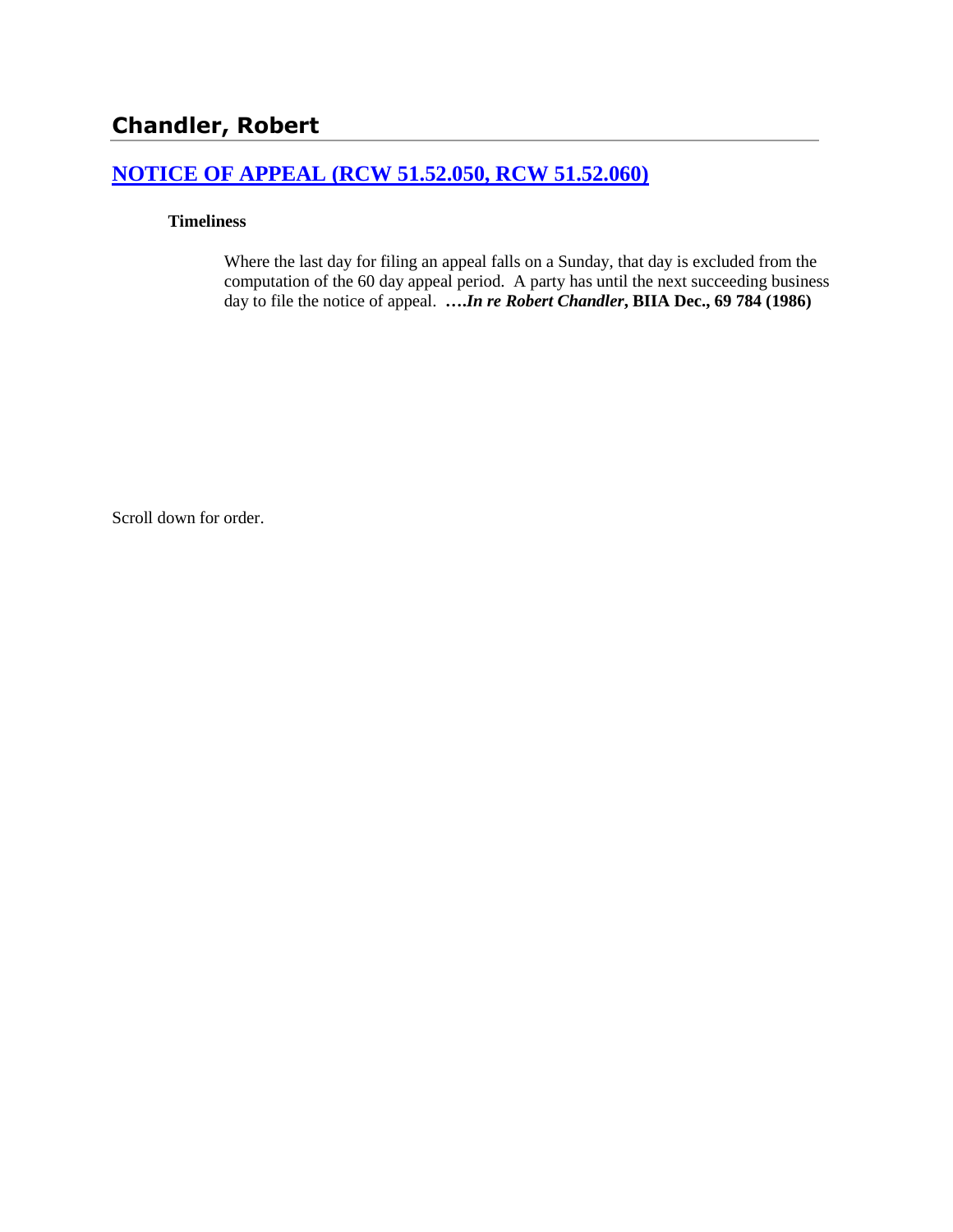## Chandler, Robert

### NOTICE OF APPEAL (RCW 51.52.050, RCW 51.52.060)

**Timeliness**

Where the last day for filing an appeal falls on a Sunday, that day is excluded from the computation of the 60 day appeal period. A party has until the next succeeding business day to file the notice of appeal. **….*In re Robert Chandler*, BIIA Dec., 69 784 (1986)**

Scroll down for order.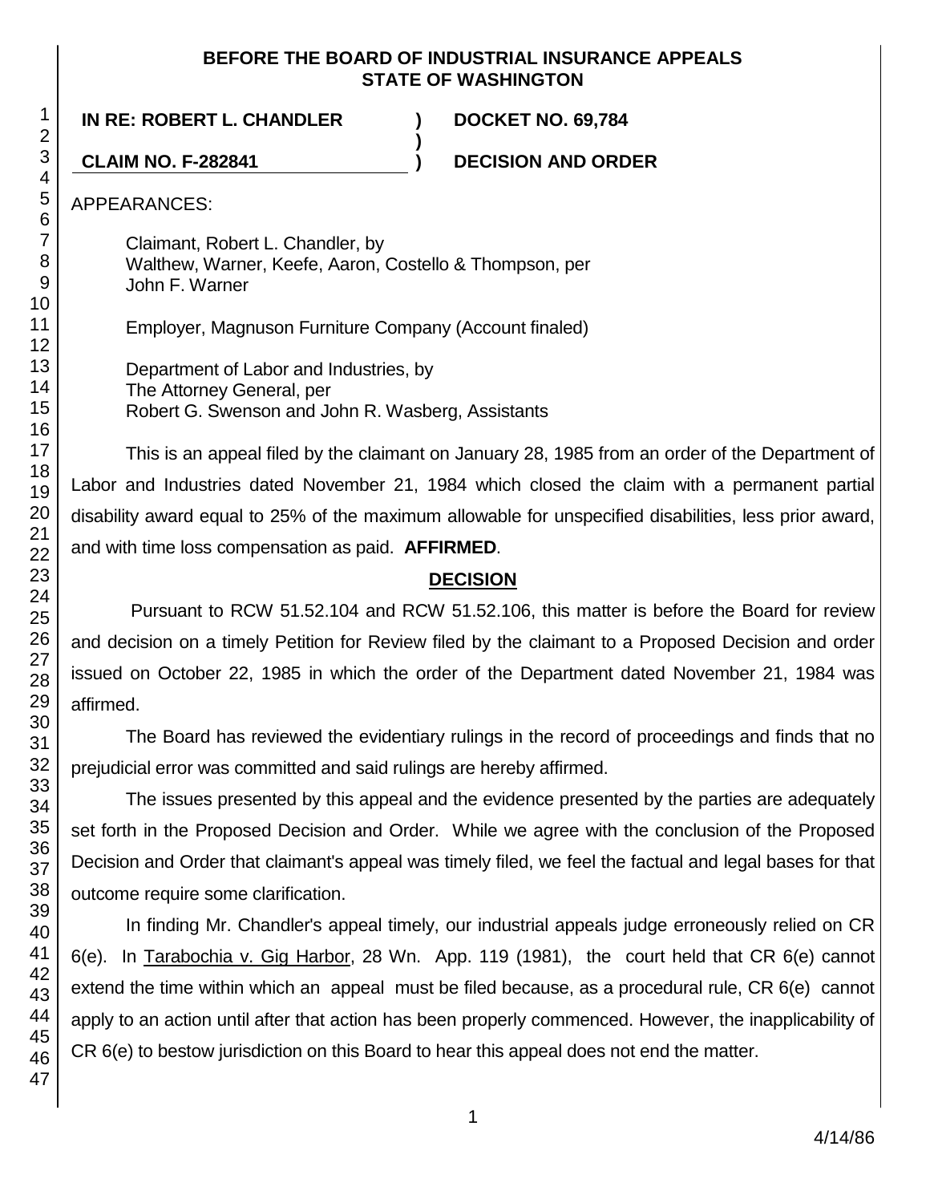**BEFORE THE BOARD OF INDUSTRIAL INSURANCE APPEALS**
**STATE OF WASHINGTON**

| | | |
|---|---|---|
| **IN RE: ROBERT L. CHANDLER** | **)** | **DOCKET NO. 69,784** |
| | **)** | |
| **CLAIM NO. F-282841** | **)** | **DECISION AND ORDER** |

APPEARANCES:

Claimant, Robert L. Chandler, by
Walthew, Warner, Keefe, Aaron, Costello & Thompson, per
John F. Warner

Employer, Magnuson Furniture Company (Account finaled)

Department of Labor and Industries, by
The Attorney General, per
Robert G. Swenson and John R. Wasberg, Assistants

This is an appeal filed by the claimant on January 28, 1985 from an order of the Department of Labor and Industries dated November 21, 1984 which closed the claim with a permanent partial disability award equal to 25% of the maximum allowable for unspecified disabilities, less prior award, and with time loss compensation as paid. **AFFIRMED**.

## DECISION

Pursuant to RCW 51.52.104 and RCW 51.52.106, this matter is before the Board for review and decision on a timely Petition for Review filed by the claimant to a Proposed Decision and order issued on October 22, 1985 in which the order of the Department dated November 21, 1984 was affirmed.

The Board has reviewed the evidentiary rulings in the record of proceedings and finds that no prejudicial error was committed and said rulings are hereby affirmed.

The issues presented by this appeal and the evidence presented by the parties are adequately set forth in the Proposed Decision and Order. While we agree with the conclusion of the Proposed Decision and Order that claimant's appeal was timely filed, we feel the factual and legal bases for that outcome require some clarification.

In finding Mr. Chandler's appeal timely, our industrial appeals judge erroneously relied on CR 6(e). In Tarabochia v. Gig Harbor, 28 Wn. App. 119 (1981), the court held that CR 6(e) cannot extend the time within which an appeal must be filed because, as a procedural rule, CR 6(e) cannot apply to an action until after that action has been properly commenced. However, the inapplicability of CR 6(e) to bestow jurisdiction on this Board to hear this appeal does not end the matter.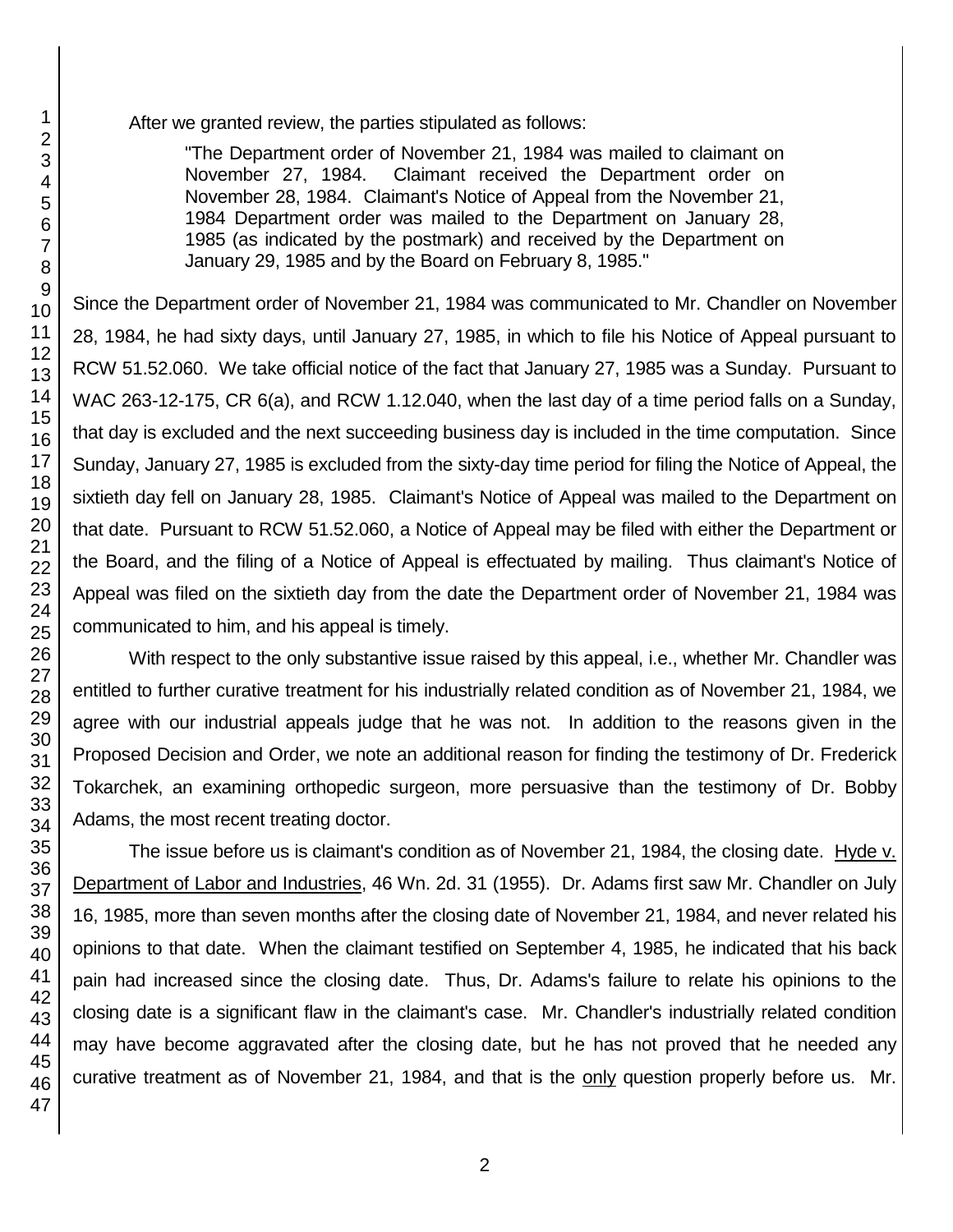After we granted review, the parties stipulated as follows:

> "The Department order of November 21, 1984 was mailed to claimant on November 27, 1984. Claimant received the Department order on November 28, 1984. Claimant's Notice of Appeal from the November 21, 1984 Department order was mailed to the Department on January 28, 1985 (as indicated by the postmark) and received by the Department on January 29, 1985 and by the Board on February 8, 1985."

Since the Department order of November 21, 1984 was communicated to Mr. Chandler on November 28, 1984, he had sixty days, until January 27, 1985, in which to file his Notice of Appeal pursuant to RCW 51.52.060. We take official notice of the fact that January 27, 1985 was a Sunday. Pursuant to WAC 263-12-175, CR 6(a), and RCW 1.12.040, when the last day of a time period falls on a Sunday, that day is excluded and the next succeeding business day is included in the time computation. Since Sunday, January 27, 1985 is excluded from the sixty-day time period for filing the Notice of Appeal, the sixtieth day fell on January 28, 1985. Claimant's Notice of Appeal was mailed to the Department on that date. Pursuant to RCW 51.52.060, a Notice of Appeal may be filed with either the Department or the Board, and the filing of a Notice of Appeal is effectuated by mailing. Thus claimant's Notice of Appeal was filed on the sixtieth day from the date the Department order of November 21, 1984 was communicated to him, and his appeal is timely.

With respect to the only substantive issue raised by this appeal, i.e., whether Mr. Chandler was entitled to further curative treatment for his industrially related condition as of November 21, 1984, we agree with our industrial appeals judge that he was not. In addition to the reasons given in the Proposed Decision and Order, we note an additional reason for finding the testimony of Dr. Frederick Tokarchek, an examining orthopedic surgeon, more persuasive than the testimony of Dr. Bobby Adams, the most recent treating doctor.

The issue before us is claimant's condition as of November 21, 1984, the closing date. Hyde v. Department of Labor and Industries, 46 Wn. 2d. 31 (1955). Dr. Adams first saw Mr. Chandler on July 16, 1985, more than seven months after the closing date of November 21, 1984, and never related his opinions to that date. When the claimant testified on September 4, 1985, he indicated that his back pain had increased since the closing date. Thus, Dr. Adams's failure to relate his opinions to the closing date is a significant flaw in the claimant's case. Mr. Chandler's industrially related condition may have become aggravated after the closing date, but he has not proved that he needed any curative treatment as of November 21, 1984, and that is the only question properly before us. Mr.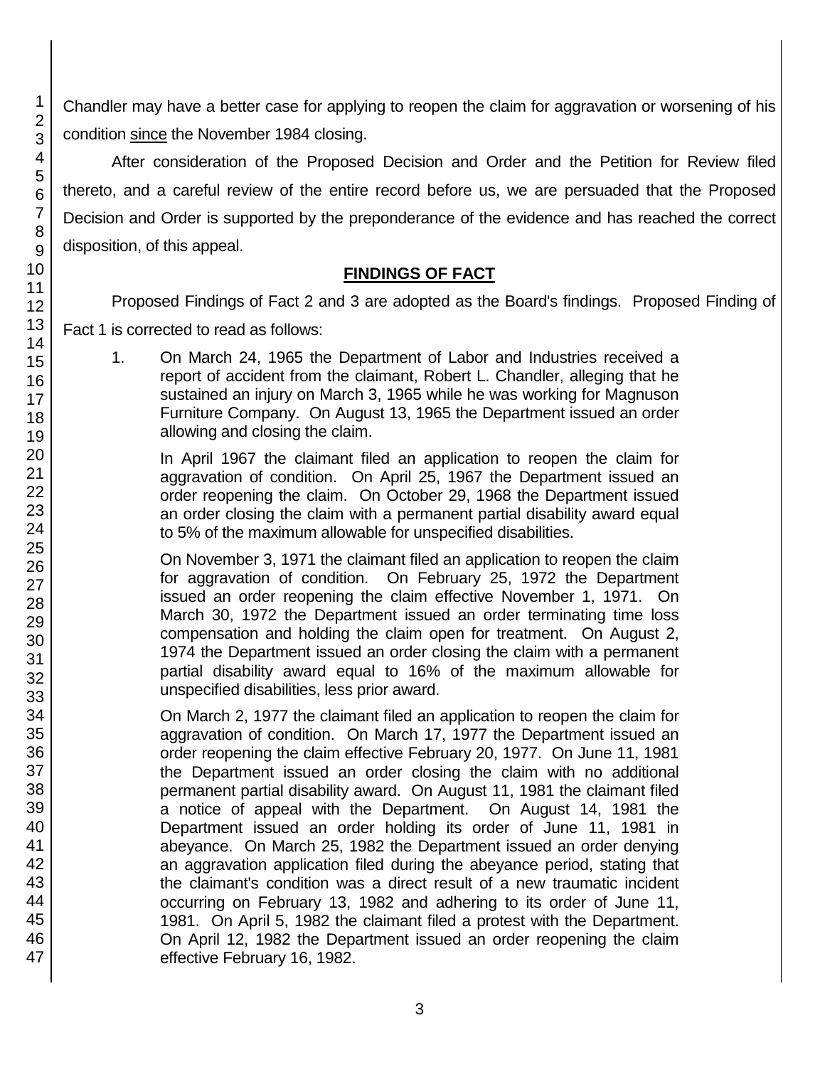Chandler may have a better case for applying to reopen the claim for aggravation or worsening of his condition since the November 1984 closing.

After consideration of the Proposed Decision and Order and the Petition for Review filed thereto, and a careful review of the entire record before us, we are persuaded that the Proposed Decision and Order is supported by the preponderance of the evidence and has reached the correct disposition, of this appeal.

## FINDINGS OF FACT

Proposed Findings of Fact 2 and 3 are adopted as the Board's findings. Proposed Finding of Fact 1 is corrected to read as follows:

1. On March 24, 1965 the Department of Labor and Industries received a report of accident from the claimant, Robert L. Chandler, alleging that he sustained an injury on March 3, 1965 while he was working for Magnuson Furniture Company. On August 13, 1965 the Department issued an order allowing and closing the claim.

   In April 1967 the claimant filed an application to reopen the claim for aggravation of condition. On April 25, 1967 the Department issued an order reopening the claim. On October 29, 1968 the Department issued an order closing the claim with a permanent partial disability award equal to 5% of the maximum allowable for unspecified disabilities.

   On November 3, 1971 the claimant filed an application to reopen the claim for aggravation of condition. On February 25, 1972 the Department issued an order reopening the claim effective November 1, 1971. On March 30, 1972 the Department issued an order terminating time loss compensation and holding the claim open for treatment. On August 2, 1974 the Department issued an order closing the claim with a permanent partial disability award equal to 16% of the maximum allowable for unspecified disabilities, less prior award.

   On March 2, 1977 the claimant filed an application to reopen the claim for aggravation of condition. On March 17, 1977 the Department issued an order reopening the claim effective February 20, 1977. On June 11, 1981 the Department issued an order closing the claim with no additional permanent partial disability award. On August 11, 1981 the claimant filed a notice of appeal with the Department. On August 14, 1981 the Department issued an order holding its order of June 11, 1981 in abeyance. On March 25, 1982 the Department issued an order denying an aggravation application filed during the abeyance period, stating that the claimant's condition was a direct result of a new traumatic incident occurring on February 13, 1982 and adhering to its order of June 11, 1981. On April 5, 1982 the claimant filed a protest with the Department. On April 12, 1982 the Department issued an order reopening the claim effective February 16, 1982.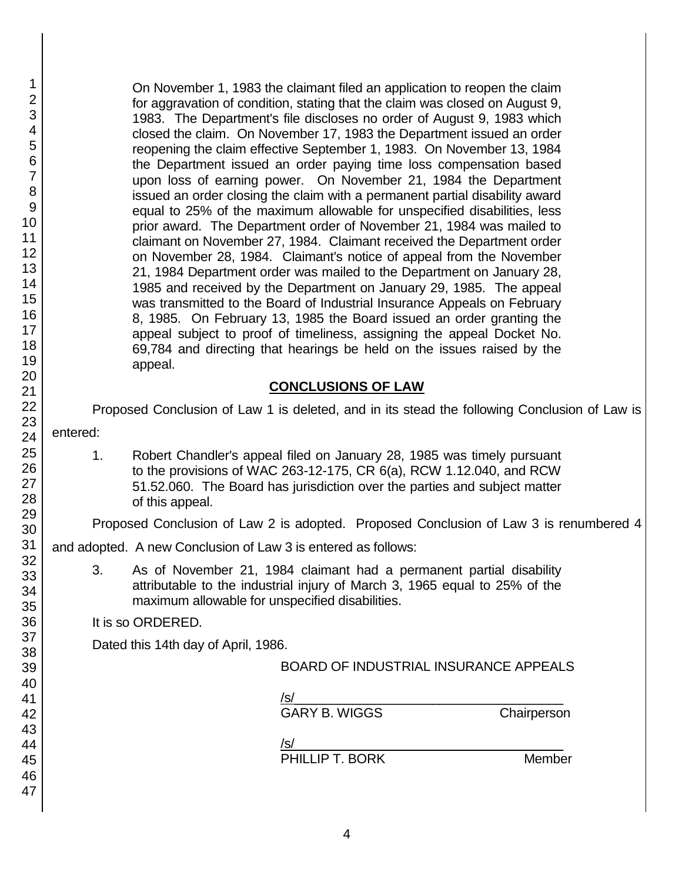On November 1, 1983 the claimant filed an application to reopen the claim for aggravation of condition, stating that the claim was closed on August 9, 1983. The Department's file discloses no order of August 9, 1983 which closed the claim. On November 17, 1983 the Department issued an order reopening the claim effective September 1, 1983. On November 13, 1984 the Department issued an order paying time loss compensation based upon loss of earning power. On November 21, 1984 the Department issued an order closing the claim with a permanent partial disability award equal to 25% of the maximum allowable for unspecified disabilities, less prior award. The Department order of November 21, 1984 was mailed to claimant on November 27, 1984. Claimant received the Department order on November 28, 1984. Claimant's notice of appeal from the November 21, 1984 Department order was mailed to the Department on January 28, 1985 and received by the Department on January 29, 1985. The appeal was transmitted to the Board of Industrial Insurance Appeals on February 8, 1985. On February 13, 1985 the Board issued an order granting the appeal subject to proof of timeliness, assigning the appeal Docket No. 69,784 and directing that hearings be held on the issues raised by the appeal.

## CONCLUSIONS OF LAW

Proposed Conclusion of Law 1 is deleted, and in its stead the following Conclusion of Law is entered:

1. Robert Chandler's appeal filed on January 28, 1985 was timely pursuant to the provisions of WAC 263-12-175, CR 6(a), RCW 1.12.040, and RCW 51.52.060. The Board has jurisdiction over the parties and subject matter of this appeal.

Proposed Conclusion of Law 2 is adopted. Proposed Conclusion of Law 3 is renumbered 4 and adopted. A new Conclusion of Law 3 is entered as follows:

3. As of November 21, 1984 claimant had a permanent partial disability attributable to the industrial injury of March 3, 1965 equal to 25% of the maximum allowable for unspecified disabilities.

It is so ORDERED.

Dated this 14th day of April, 1986.

BOARD OF INDUSTRIAL INSURANCE APPEALS

/s/
GARY B. WIGGS Chairperson

/s/
PHILLIP T. BORK Member